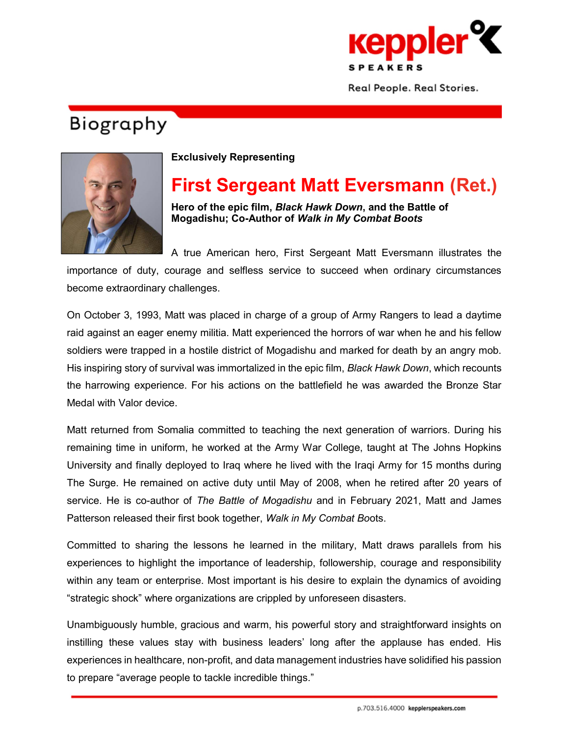keppler SPEAKERS

Real People. Real Stories.

# Biography

**Exclusively Representing**

## First Sergeant Matt Eversmann (Ret.)

**Hero of the epic film, *Black Hawk Down,* and the Battle of Mogadishu; Co-Author of *Walk in My Combat Boots***

A true American hero, First Sergeant Matt Eversmann illustrates the importance of duty, courage and selfless service to succeed when ordinary circumstances become extraordinary challenges.

On October 3, 1993, Matt was placed in charge of a group of Army Rangers to lead a daytime raid against an eager enemy militia. Matt experienced the horrors of war when he and his fellow soldiers were trapped in a hostile district of Mogadishu and marked for death by an angry mob. His inspiring story of survival was immortalized in the epic film, *Black Hawk Down*, which recounts the harrowing experience. For his actions on the battlefield he was awarded the Bronze Star Medal with Valor device.

Matt returned from Somalia committed to teaching the next generation of warriors. During his remaining time in uniform, he worked at the Army War College, taught at The Johns Hopkins University and finally deployed to Iraq where he lived with the Iraqi Army for 15 months during The Surge. He remained on active duty until May of 2008, when he retired after 20 years of service. He is co-author of *The Battle of Mogadishu* and in February 2021, Matt and James Patterson released their first book together, *Walk in My Combat Bo*ots.

Committed to sharing the lessons he learned in the military, Matt draws parallels from his experiences to highlight the importance of leadership, followership, courage and responsibility within any team or enterprise. Most important is his desire to explain the dynamics of avoiding "strategic shock" where organizations are crippled by unforeseen disasters.

Unambiguously humble, gracious and warm, his powerful story and straightforward insights on instilling these values stay with business leaders' long after the applause has ended. His experiences in healthcare, non-profit, and data management industries have solidified his passion to prepare "average people to tackle incredible things."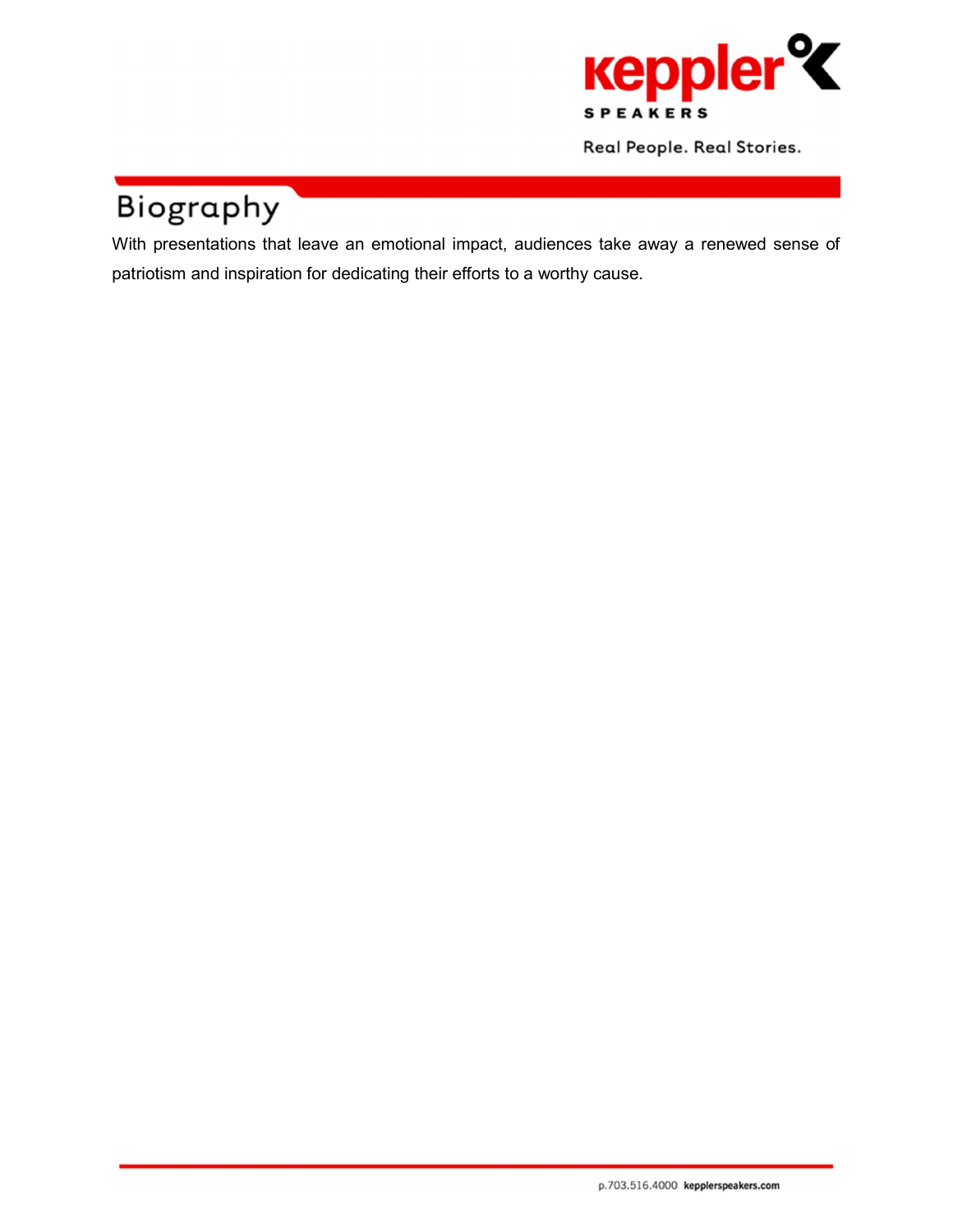## Biography

With presentations that leave an emotional impact, audiences take away a renewed sense of patriotism and inspiration for dedicating their efforts to a worthy cause.